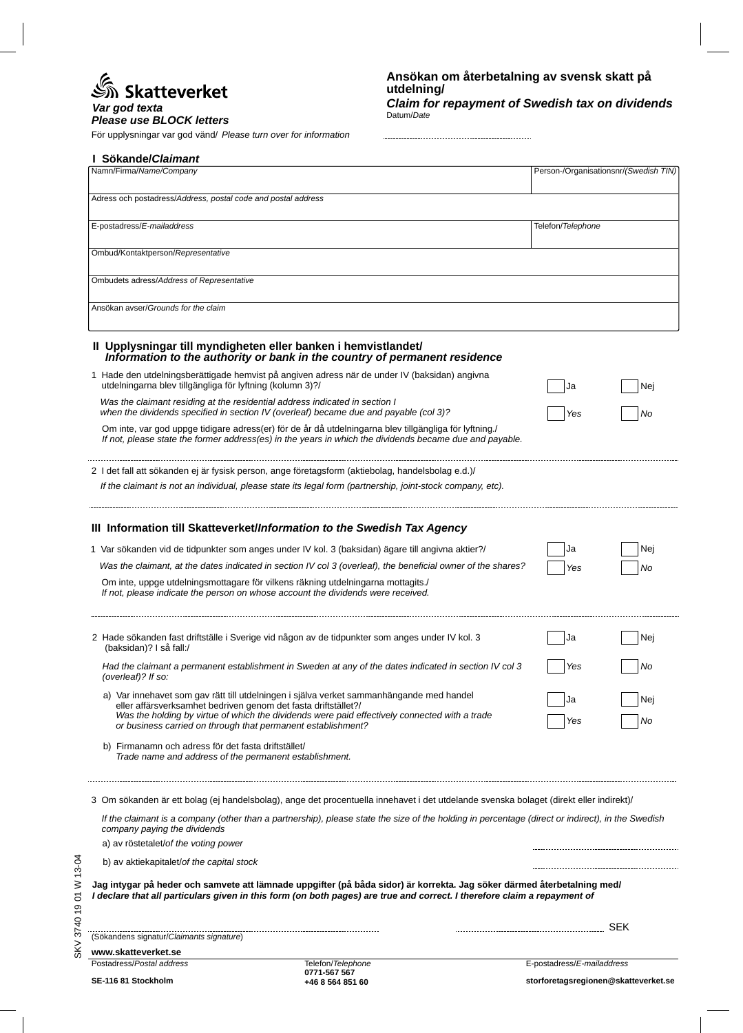**Skatteverket**

***Var god texta***
***Please use BLOCK letters***

För upplysningar var god vänd/ *Please turn over for information*

## Ansökan om återbetalning av svensk skatt på utdelning/
## *Claim for repayment of Swedish tax on dividends*

Datum/*Date* ..............................................

### I Sökande/*Claimant*

| Namn/Firma/*Name/Company* | Person-/Organisationsnr/*(Swedish TIN)* |
|---|---|
| | |

| Adress och postadress/*Address, postal code and postal address* | |
|---|---|
| E-postadress/*E-mailaddress* | Telefon/*Telephone* |
| Ombud/Kontaktperson/*Representative* | |
| Ombudets adress/*Address of Representative* | |
| Ansökan avser/*Grounds for the claim* | |

### II Upplysningar till myndigheten eller banken i hemvistlandet/ *Information to the authority or bank in the country of permanent residence*

1 Hade den utdelningsberättigade hemvist på angiven adress när de under IV (baksidan) angivna utdelningarna blev tillgängliga för lyftning (kolumn 3)?/ ☐ Ja ☐ Nej

*Was the claimant residing at the residential address indicated in section I when the dividends specified in section IV (overleaf) became due and payable (col 3)?* ☐ *Yes* ☐ *No*

Om inte, var god uppge tidigare adress(er) för de år då utdelningarna blev tillgängliga för lyftning./
*If not, please state the former address(es) in the years in which the dividends became due and payable.*

..............................................

2 I det fall att sökanden ej är fysisk person, ange företagsform (aktiebolag, handelsbolag e.d.)/
*If the claimant is not an individual, please state its legal form (partnership, joint-stock company, etc).*

..............................................

### III Information till Skatteverket/*Information to the Swedish Tax Agency*

1 Var sökanden vid de tidpunkter som anges under IV kol. 3 (baksidan) ägare till angivna aktier?/ ☐ Ja ☐ Nej

*Was the claimant, at the dates indicated in section IV col 3 (overleaf), the beneficial owner of the shares?* ☐ *Yes* ☐ *No*

Om inte, uppge utdelningsmottagare för vilkens räkning utdelningarna mottagits./
*If not, please indicate the person on whose account the dividends were received.*

..............................................

2 Hade sökanden fast driftställe i Sverige vid någon av de tidpunkter som anges under IV kol. 3 (baksidan)? I så fall:/ ☐ Ja ☐ Nej

*Had the claimant a permanent establishment in Sweden at any of the dates indicated in section IV col 3 (overleaf)? If so:* ☐ *Yes* ☐ *No*

a) Var innehavet som gav rätt till utdelningen i själva verket sammanhängande med handel eller affärsverksamhet bedriven genom det fasta driftstället?/ ☐ Ja ☐ Nej
*Was the holding by virtue of which the dividends were paid effectively connected with a trade or business carried on through that permanent establishment?* ☐ *Yes* ☐ *No*

b) Firmanamn och adress för det fasta driftstället/
*Trade name and address of the permanent establishment.*

..............................................

3 Om sökanden är ett bolag (ej handelsbolag), ange det procentuella innehavet i det utdelande svenska bolaget (direkt eller indirekt)/

*If the claimant is a company (other than a partnership), please state the size of the holding in percentage (direct or indirect), in the Swedish company paying the dividends*

a) av röstetalet/*of the voting power* ..............................

b) av aktiekapitalet/*of the capital stock* ..............................

**Jag intygar på heder och samvete att lämnade uppgifter (på båda sidor) är korrekta. Jag söker därmed återbetalning med/**
***I declare that all particulars given in this form (on both pages) are true and correct. I therefore claim a repayment of***

.............................................. (Sökandens signatur/*Claimants signature*) .............................. SEK

SKV 3740 19 01 W 13-04

**www.skatteverket.se**

| Postadress/*Postal address* | Telefon/*Telephone* | E-postadress/*E-mailaddress* |
|---|---|---|
| **SE-116 81 Stockholm** | **0771-567 567** **+46 8 564 851 60** | **storforetagsregionen@skatteverket.se** |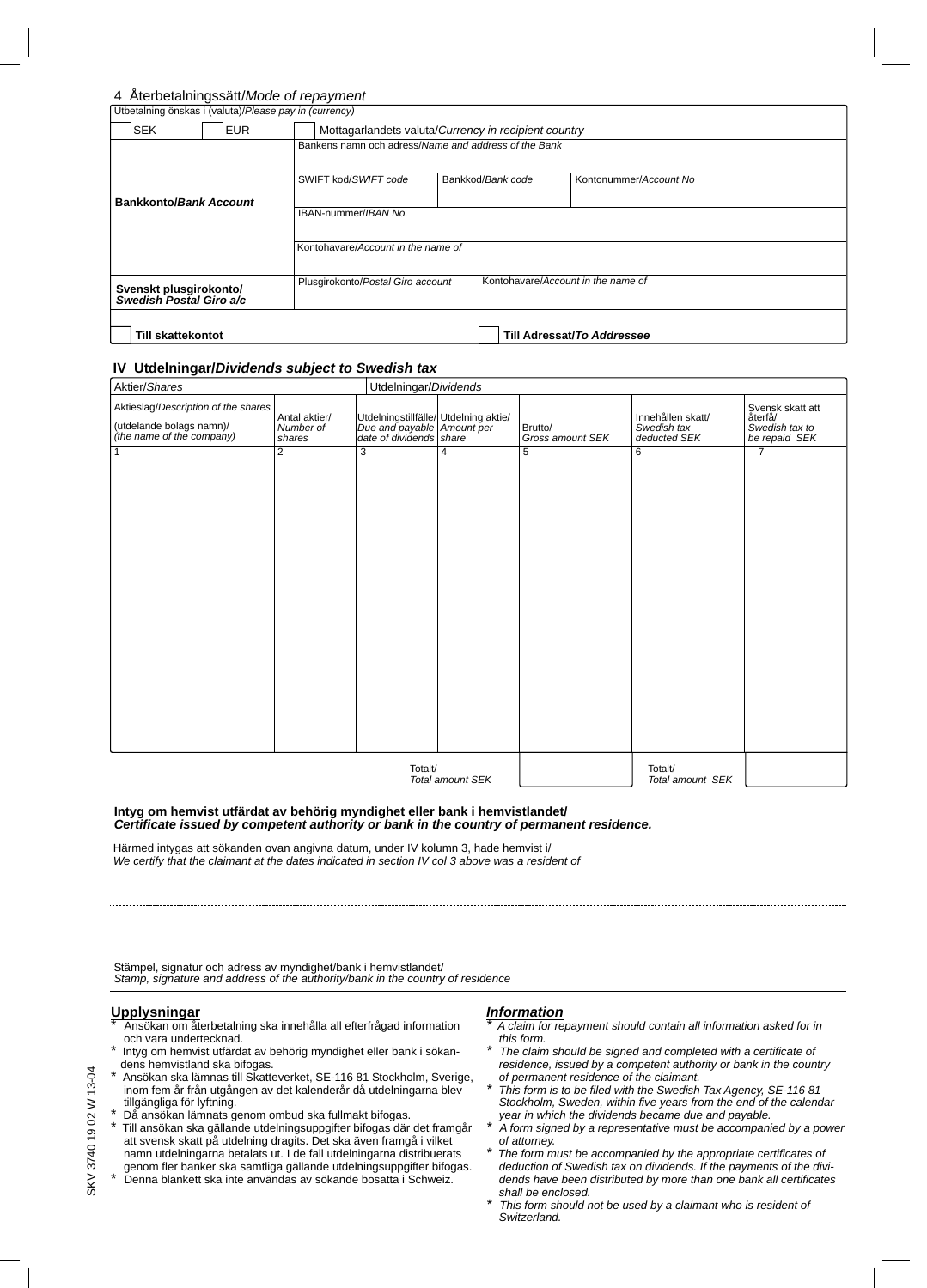## 4 Återbetalningssätt/*Mode of repayment*

| Utbetalning önskas i (valuta)/*Please pay in (currency)* | | | |
|---|---|---|---|
| SEK / EUR | Mottagarlandets valuta/*Currency in recipient country* | | |
| **Bankkonto/*Bank Account*** | Bankens namn och adress/*Name and address of the Bank* | | |
| | SWIFT kod/*SWIFT code* | Bankkod/*Bank code* | Kontonummer/*Account No* |
| | IBAN-nummer/*IBAN No.* | | |
| | Kontohavare/*Account in the name of* | | |
| **Svenskt plusgirokonto/ *Swedish Postal Giro a/c*** | Plusgirokonto/*Postal Giro account* | Kontohavare/*Account in the name of* | |
| **Till skattekontot** | | **Till Adressat/*To Addressee*** | |

## IV Utdelningar/*Dividends subject to Swedish tax*

| Aktier/*Shares* | | Utdelningar/*Dividends* | | | | |
|---|---|---|---|---|---|---|
| Aktieslag/*Description of the shares* (utdelande bolags namn)/ *(the name of the company)* | Antal aktier/ *Number of shares* | Utdelningstillfälle/ *Due and payable date of dividends* | Utdelning aktie/ *Amount per share* | Brutto/ *Gross amount SEK* | Innehållen skatt/ *Swedish tax deducted SEK* | Svensk skatt att återfå/ *Swedish tax to be repaid SEK* |
| 1 | 2 | 3 | 4 | 5 | 6 | 7 |
| | | | | | | |
| | | | Totalt/ *Total amount SEK* | | Totalt/ *Total amount SEK* | |

**Intyg om hemvist utfärdat av behörig myndighet eller bank i hemvistlandet/**
***Certificate issued by competent authority or bank in the country of permanent residence.***

Härmed intygas att sökanden ovan angivna datum, under IV kolumn 3, hade hemvist i/
*We certify that the claimant at the dates indicated in section IV col 3 above was a resident of*

..........................................................................................................................................

Stämpel, signatur och adress av myndighet/bank i hemvistlandet/
*Stamp, signature and address of the authority/bank in the country of residence*

### Upplysningar

- Ansökan om återbetalning ska innehålla all efterfrågad information och vara undertecknad.
- Intyg om hemvist utfärdat av behörig myndighet eller bank i sökandens hemvistland ska bifogas.
- Ansökan ska lämnas till Skatteverket, SE-116 81 Stockholm, Sverige, inom fem år från utgången av det kalenderår då utdelningarna blev tillgängliga för lyftning.
- Då ansökan lämnats genom ombud ska fullmakt bifogas.
- Till ansökan ska gällande utdelningsuppgifter bifogas där det framgår att svensk skatt på utdelning dragits. Det ska även framgå i vilket namn utdelningarna betalats ut. I de fall utdelningarna distribuerats genom fler banker ska samtliga gällande utdelningsuppgifter bifogas.
- Denna blankett ska inte användas av sökande bosatta i Schweiz.

### *Information*

- *A claim for repayment should contain all information asked for in this form.*
- *The claim should be signed and completed with a certificate of residence, issued by a competent authority or bank in the country of permanent residence of the claimant.*
- *This form is to be filed with the Swedish Tax Agency, SE-116 81 Stockholm, Sweden, within five years from the end of the calendar year in which the dividends became due and payable.*
- *A form signed by a representative must be accompanied by a power of attorney.*
- *The form must be accompanied by the appropriate certificates of deduction of Swedish tax on dividends. If the payments of the dividends have been distributed by more than one bank all certificates shall be enclosed.*
- *This form should not be used by a claimant who is resident of Switzerland.*

SKV 3740 19 02 W 13-04